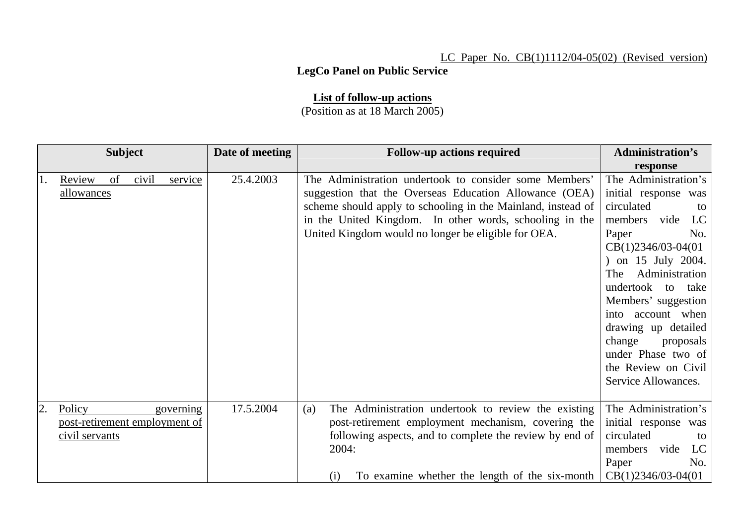LC Paper No. CB(1)1112/04-05(02) (Revised version)

**LegCo Panel on Public Service**

**List of follow-up actions**

(Position as at 18 March 2005)

| Subject | Date of meeting | Follow-up actions required | Administration's response |
|---|---|---|---|
| 1. Review of civil service allowances | 25.4.2003 | The Administration undertook to consider some Members' suggestion that the Overseas Education Allowance (OEA) scheme should apply to schooling in the Mainland, instead of in the United Kingdom. In other words, schooling in the United Kingdom would no longer be eligible for OEA. | The Administration's initial response was circulated to members vide LC Paper No. CB(1)2346/03-04(01) on 15 July 2004. The Administration undertook to take Members' suggestion into account when drawing up detailed change proposals under Phase two of the Review on Civil Service Allowances. |
| 2. Policy governing post-retirement employment of civil servants | 17.5.2004 | (a) The Administration undertook to review the existing post-retirement employment mechanism, covering the following aspects, and to complete the review by end of 2004:<br><br>(i) To examine whether the length of the six-month | The Administration's initial response was circulated to members vide LC Paper No. CB(1)2346/03-04(01 |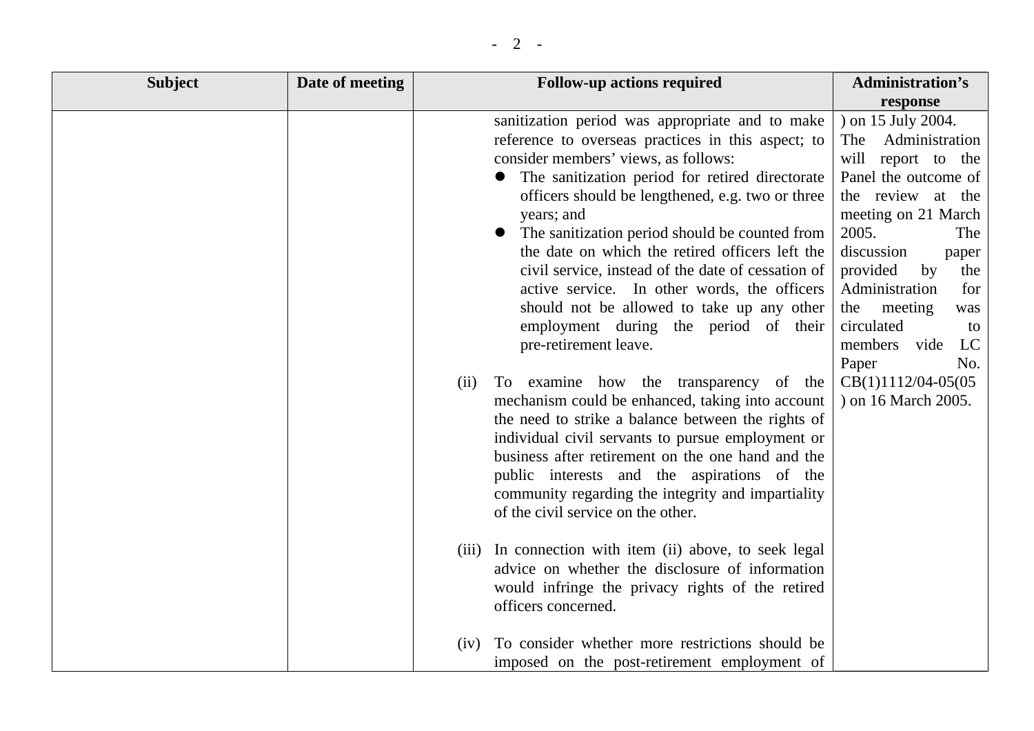| Subject | Date of meeting | Follow-up actions required | Administration's response |
|---|---|---|---|
| | | sanitization period was appropriate and to make reference to overseas practices in this aspect; to consider members' views, as follows:<br>● The sanitization period for retired directorate officers should be lengthened, e.g. two or three years; and<br>● The sanitization period should be counted from the date on which the retired officers left the civil service, instead of the date of cessation of active service. In other words, the officers should not be allowed to take up any other employment during the period of their pre-retirement leave.<br><br>(ii) To examine how the transparency of the mechanism could be enhanced, taking into account the need to strike a balance between the rights of individual civil servants to pursue employment or business after retirement on the one hand and the public interests and the aspirations of the community regarding the integrity and impartiality of the civil service on the other.<br><br>(iii) In connection with item (ii) above, to seek legal advice on whether the disclosure of information would infringe the privacy rights of the retired officers concerned.<br><br>(iv) To consider whether more restrictions should be imposed on the post-retirement employment of | ) on 15 July 2004. The Administration will report to the Panel the outcome of the review at the meeting on 21 March 2005. The discussion paper provided by the Administration for the meeting was circulated to members vide LC Paper No. CB(1)1112/04-05(05) on 16 March 2005. |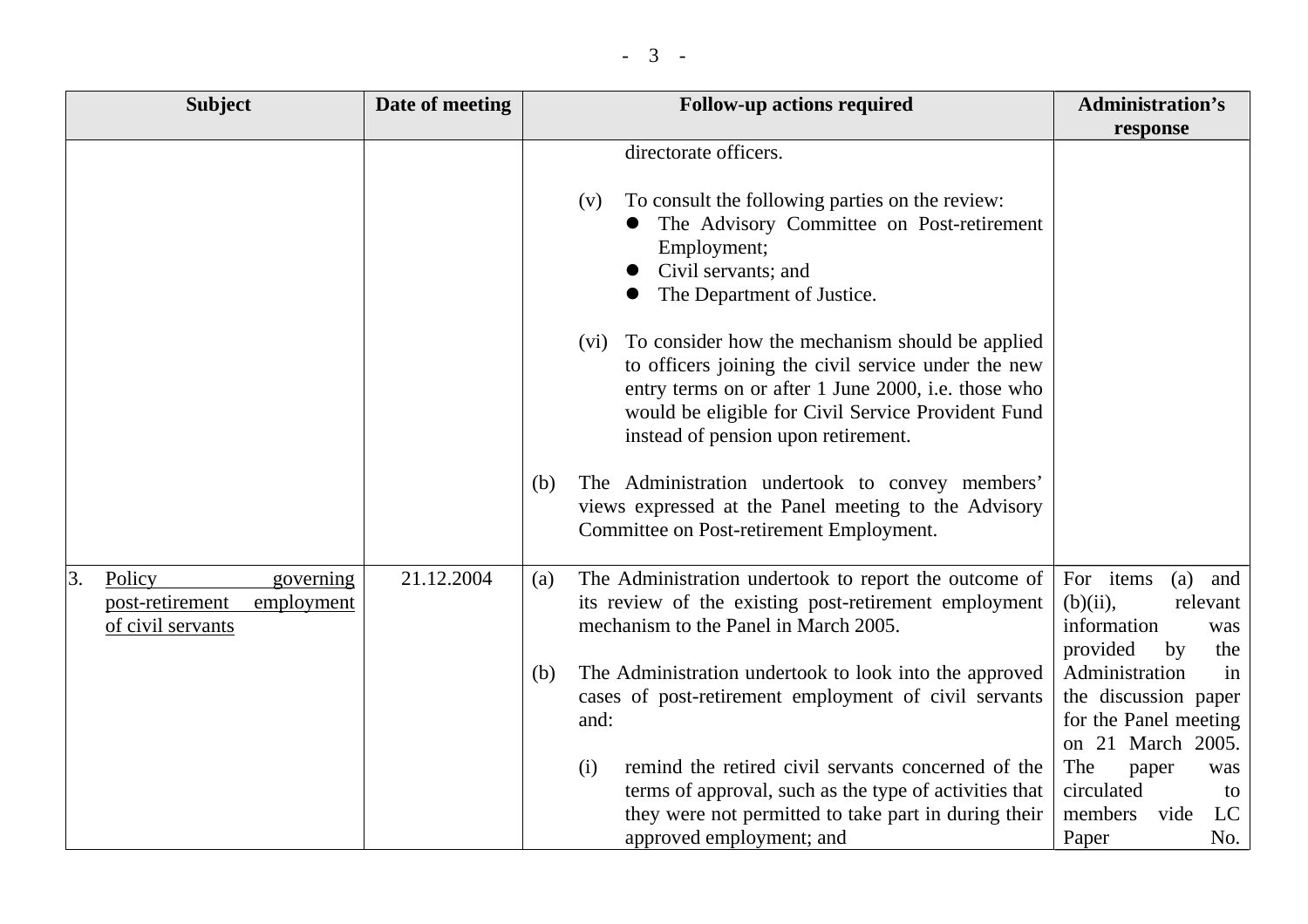| Subject | Date of meeting | Follow-up actions required | Administration's response |
|---|---|---|---|
| | | directorate officers.<br><br>(v) To consult the following parties on the review:<br>● The Advisory Committee on Post-retirement Employment;<br>● Civil servants; and<br>● The Department of Justice.<br><br>(vi) To consider how the mechanism should be applied to officers joining the civil service under the new entry terms on or after 1 June 2000, i.e. those who would be eligible for Civil Service Provident Fund instead of pension upon retirement.<br><br>(b) The Administration undertook to convey members' views expressed at the Panel meeting to the Advisory Committee on Post-retirement Employment. | |
| 3. <u>Policy governing post-retirement employment of civil servants</u> | 21.12.2004 | (a) The Administration undertook to report the outcome of its review of the existing post-retirement employment mechanism to the Panel in March 2005.<br><br>(b) The Administration undertook to look into the approved cases of post-retirement employment of civil servants and:<br><br>(i) remind the retired civil servants concerned of the terms of approval, such as the type of activities that they were not permitted to take part in during their approved employment; and | For items (a) and (b)(ii), relevant information was provided by the Administration in the discussion paper for the Panel meeting on 21 March 2005. The paper was circulated to members vide LC Paper No. |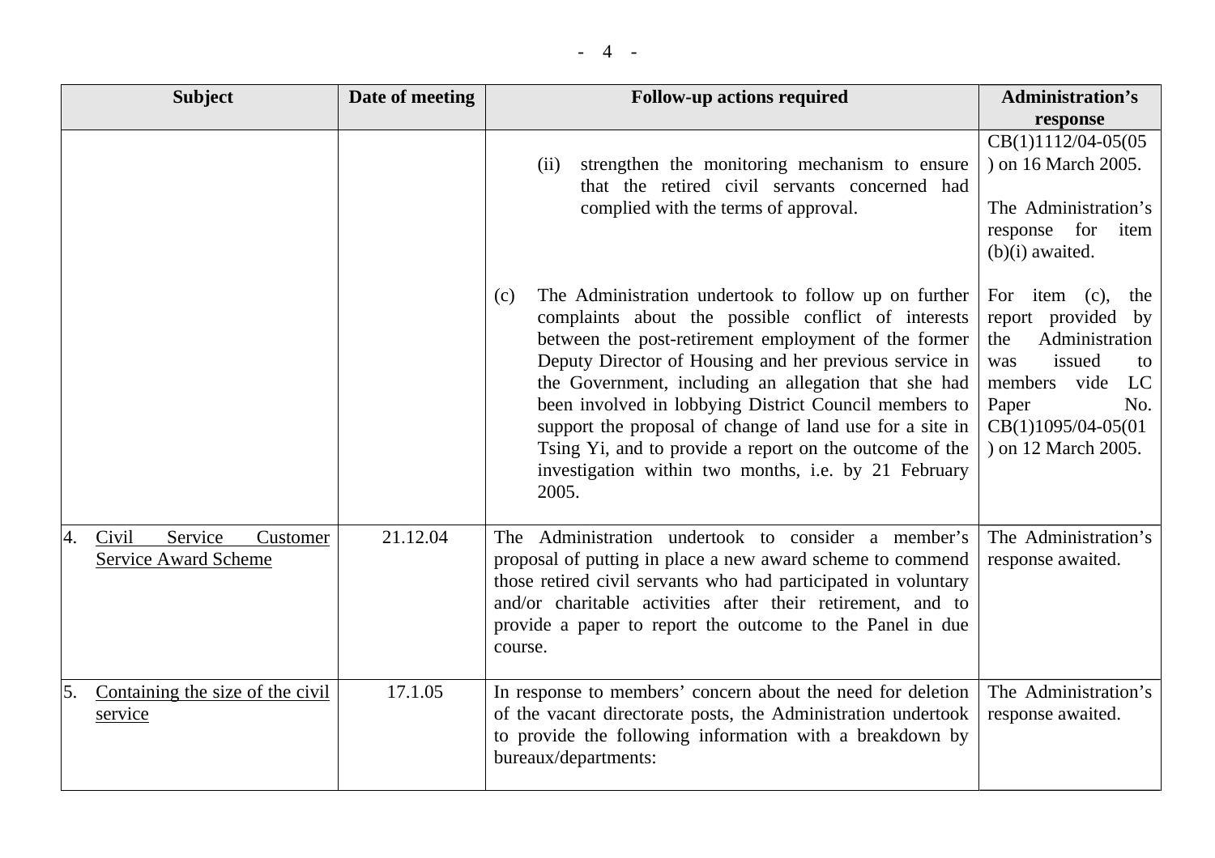| Subject | Date of meeting | Follow-up actions required | Administration's response |
|---|---|---|---|
| | | (ii) strengthen the monitoring mechanism to ensure that the retired civil servants concerned had complied with the terms of approval. | CB(1)1112/04-05(05) on 16 March 2005.<br><br>The Administration's response for item (b)(i) awaited. |
| | | (c) The Administration undertook to follow up on further complaints about the possible conflict of interests between the post-retirement employment of the former Deputy Director of Housing and her previous service in the Government, including an allegation that she had been involved in lobbying District Council members to support the proposal of change of land use for a site in Tsing Yi, and to provide a report on the outcome of the investigation within two months, i.e. by 21 February 2005. | For item (c), the report provided by the Administration was issued to members vide LC Paper No. CB(1)1095/04-05(01) on 12 March 2005. |
| 4. <u>Civil Service Customer Service Award Scheme</u> | 21.12.04 | The Administration undertook to consider a member's proposal of putting in place a new award scheme to commend those retired civil servants who had participated in voluntary and/or charitable activities after their retirement, and to provide a paper to report the outcome to the Panel in due course. | The Administration's response awaited. |
| 5. <u>Containing the size of the civil service</u> | 17.1.05 | In response to members' concern about the need for deletion of the vacant directorate posts, the Administration undertook to provide the following information with a breakdown by bureaux/departments: | The Administration's response awaited. |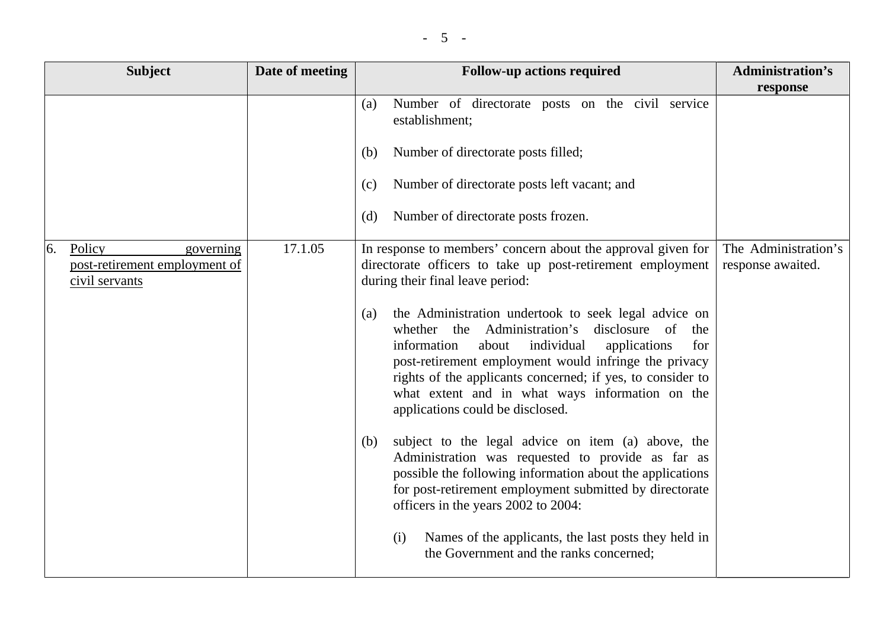| Subject | Date of meeting | Follow-up actions required | Administration's response |
|---|---|---|---|
| | | (a) Number of directorate posts on the civil service establishment;<br><br>(b) Number of directorate posts filled;<br><br>(c) Number of directorate posts left vacant; and<br><br>(d) Number of directorate posts frozen. | |
| 6. Policy governing post-retirement employment of civil servants | 17.1.05 | In response to members' concern about the approval given for directorate officers to take up post-retirement employment during their final leave period:<br><br>(a) the Administration undertook to seek legal advice on whether the Administration's disclosure of the information about individual applications for post-retirement employment would infringe the privacy rights of the applicants concerned; if yes, to consider to what extent and in what ways information on the applications could be disclosed.<br><br>(b) subject to the legal advice on item (a) above, the Administration was requested to provide as far as possible the following information about the applications for post-retirement employment submitted by directorate officers in the years 2002 to 2004:<br><br>(i) Names of the applicants, the last posts they held in the Government and the ranks concerned; | The Administration's response awaited. |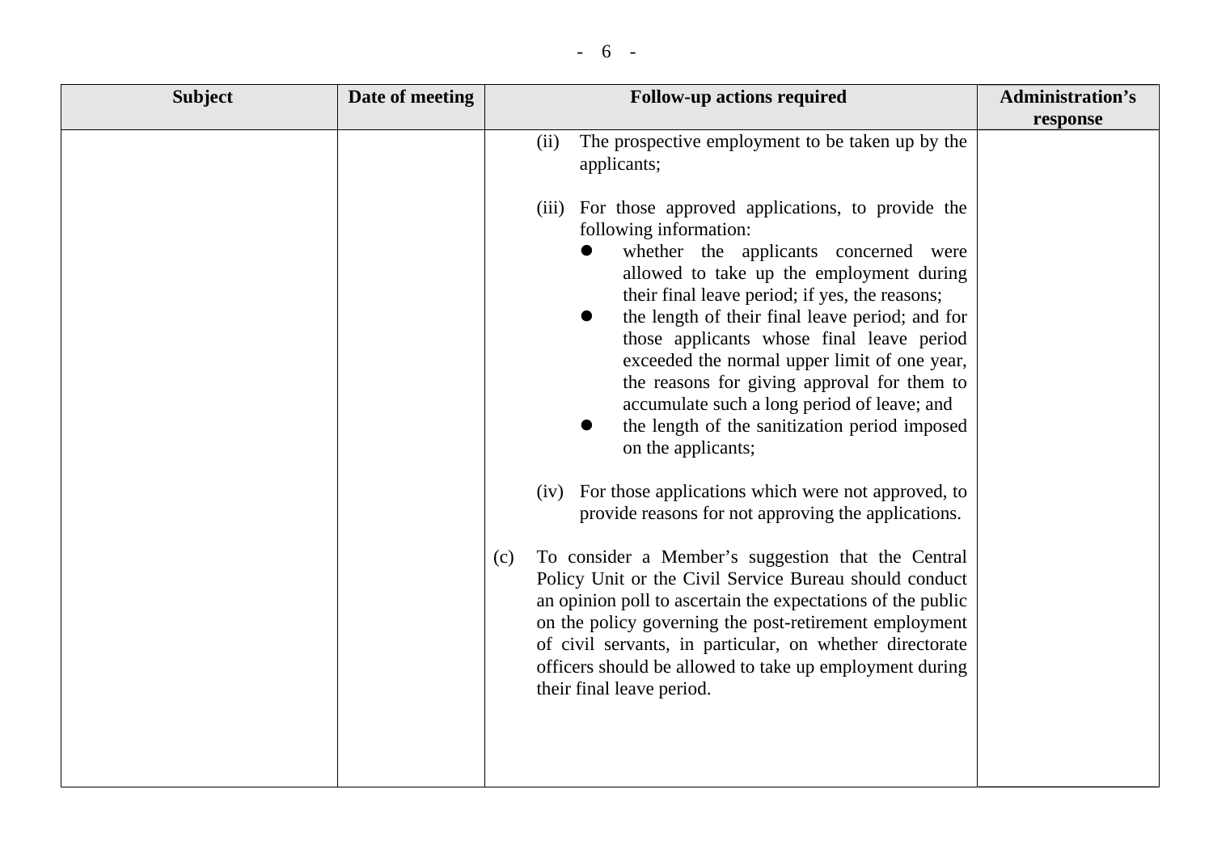| Subject | Date of meeting | Follow-up actions required | Administration's response |
|---|---|---|---|
| | | (ii) The prospective employment to be taken up by the applicants;<br><br>(iii) For those approved applications, to provide the following information:<br>● whether the applicants concerned were allowed to take up the employment during their final leave period; if yes, the reasons;<br>● the length of their final leave period; and for those applicants whose final leave period exceeded the normal upper limit of one year, the reasons for giving approval for them to accumulate such a long period of leave; and<br>● the length of the sanitization period imposed on the applicants;<br><br>(iv) For those applications which were not approved, to provide reasons for not approving the applications.<br><br>(c) To consider a Member's suggestion that the Central Policy Unit or the Civil Service Bureau should conduct an opinion poll to ascertain the expectations of the public on the policy governing the post-retirement employment of civil servants, in particular, on whether directorate officers should be allowed to take up employment during their final leave period. | |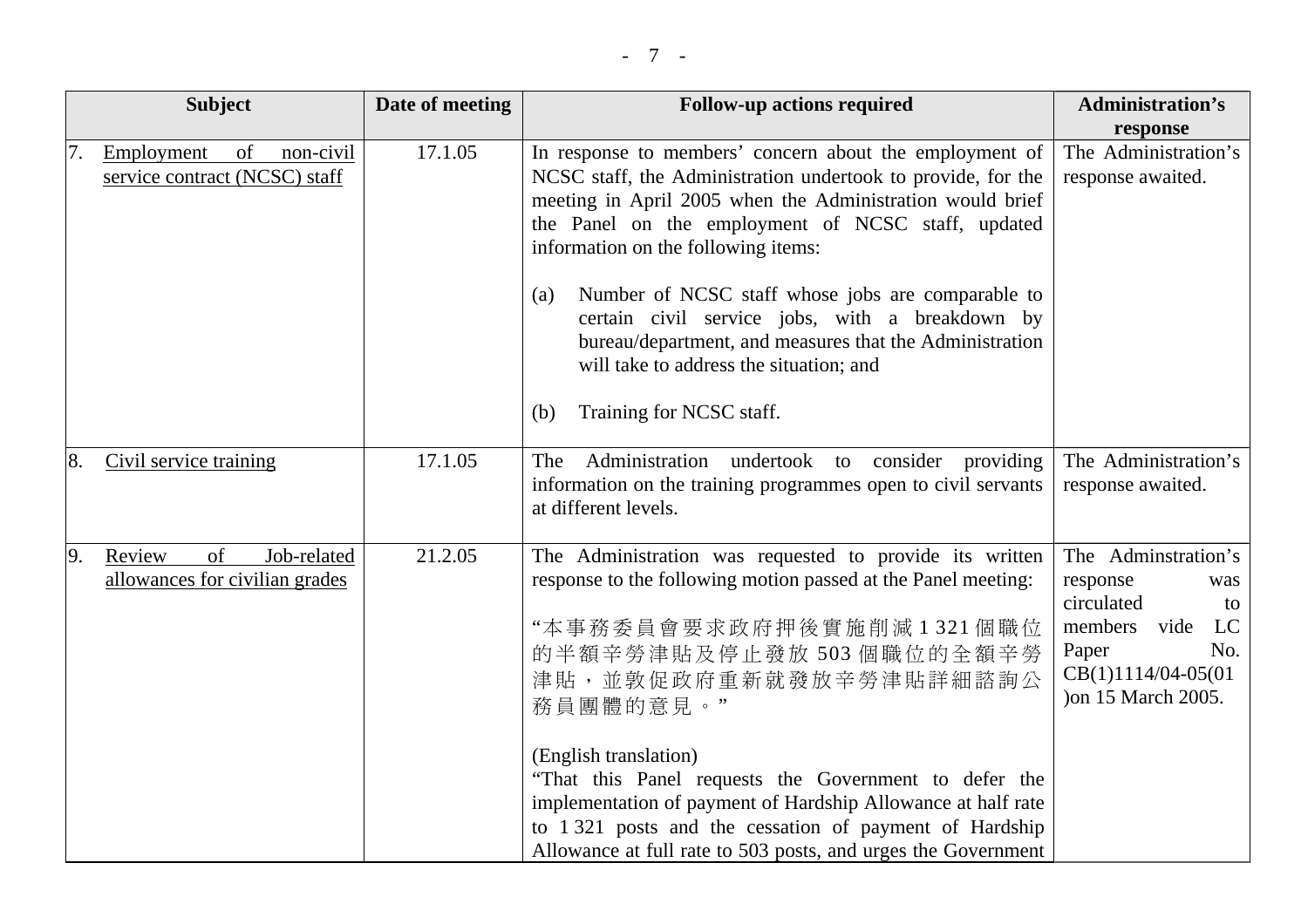| Subject | Date of meeting | Follow-up actions required | Administration's response |
|---|---|---|---|
| 7. Employment of non-civil service contract (NCSC) staff | 17.1.05 | In response to members' concern about the employment of NCSC staff, the Administration undertook to provide, for the meeting in April 2005 when the Administration would brief the Panel on the employment of NCSC staff, updated information on the following items:<br><br>(a) Number of NCSC staff whose jobs are comparable to certain civil service jobs, with a breakdown by bureau/department, and measures that the Administration will take to address the situation; and<br><br>(b) Training for NCSC staff. | The Administration's response awaited. |
| 8. Civil service training | 17.1.05 | The Administration undertook to consider providing information on the training programmes open to civil servants at different levels. | The Administration's response awaited. |
| 9. Review of Job-related allowances for civilian grades | 21.2.05 | The Administration was requested to provide its written response to the following motion passed at the Panel meeting:<br><br>"本事務委員會要求政府押後實施削減 1 321 個職位的半額辛勞津貼及停止發放 503 個職位的全額辛勞津貼，並敦促政府重新就發放辛勞津貼詳細諮詢公務員團體的意見。"<br><br>(English translation)<br>"That this Panel requests the Government to defer the implementation of payment of Hardship Allowance at half rate to 1 321 posts and the cessation of payment of Hardship Allowance at full rate to 503 posts, and urges the Government | The Adminstration's response was circulated to members vide LC Paper No. CB(1)1114/04-05(01)on 15 March 2005. |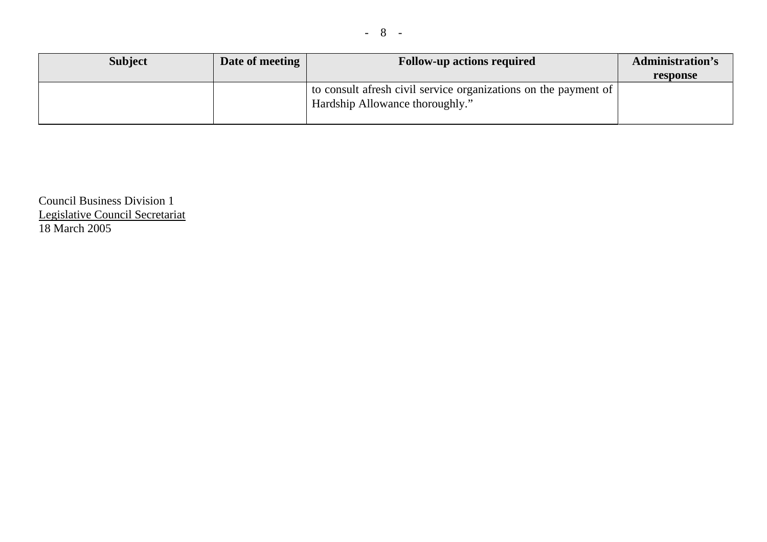| Subject | Date of meeting | Follow-up actions required | Administration's response |
|---|---|---|---|
| | | to consult afresh civil service organizations on the payment of Hardship Allowance thoroughly." | |

Council Business Division 1
Legislative Council Secretariat
18 March 2005